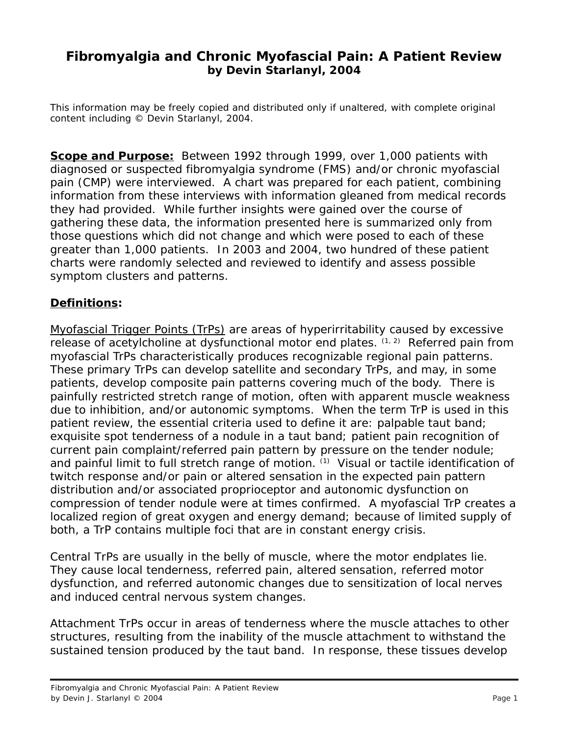# Fibromyalgia and Chronic Myofascial Pain: A Patient Review
**by Devin Starlanyl, 2004**

This information may be freely copied and distributed only if unaltered, with complete original content including © Devin Starlanyl, 2004.

**Scope and Purpose:** Between 1992 through 1999, over 1,000 patients with diagnosed or suspected fibromyalgia syndrome (FMS) and/or chronic myofascial pain (CMP) were interviewed. A chart was prepared for each patient, combining information from these interviews with information gleaned from medical records they had provided. While further insights were gained over the course of gathering these data, the information presented here is summarized only from those questions which did not change and which were posed to each of these greater than 1,000 patients. In 2003 and 2004, two hundred of these patient charts were randomly selected and reviewed to identify and assess possible symptom clusters and patterns.

**Definitions:**

Myofascial Trigger Points (TrPs) are areas of hyperirritability caused by excessive release of acetylcholine at dysfunctional motor end plates. [1, 2] Referred pain from myofascial TrPs characteristically produces recognizable regional pain patterns. These primary TrPs can develop satellite and secondary TrPs, and may, in some patients, develop composite pain patterns covering much of the body. There is painfully restricted stretch range of motion, often with apparent muscle weakness due to inhibition, and/or autonomic symptoms. When the term TrP is used in this patient review, the essential criteria used to define it are: palpable taut band; exquisite spot tenderness of a nodule in a taut band; patient pain recognition of current pain complaint/referred pain pattern by pressure on the tender nodule; and painful limit to full stretch range of motion. [1] Visual or tactile identification of twitch response and/or pain or altered sensation in the expected pain pattern distribution and/or associated proprioceptor and autonomic dysfunction on compression of tender nodule were at times confirmed. A myofascial TrP creates a localized region of great oxygen and energy demand; because of limited supply of both, a TrP contains multiple foci that are in constant energy crisis.

Central TrPs are usually in the belly of muscle, where the motor endplates lie. They cause local tenderness, referred pain, altered sensation, referred motor dysfunction, and referred autonomic changes due to sensitization of local nerves and induced central nervous system changes.

Attachment TrPs occur in areas of tenderness where the muscle attaches to other structures, resulting from the inability of the muscle attachment to withstand the sustained tension produced by the taut band. In response, these tissues develop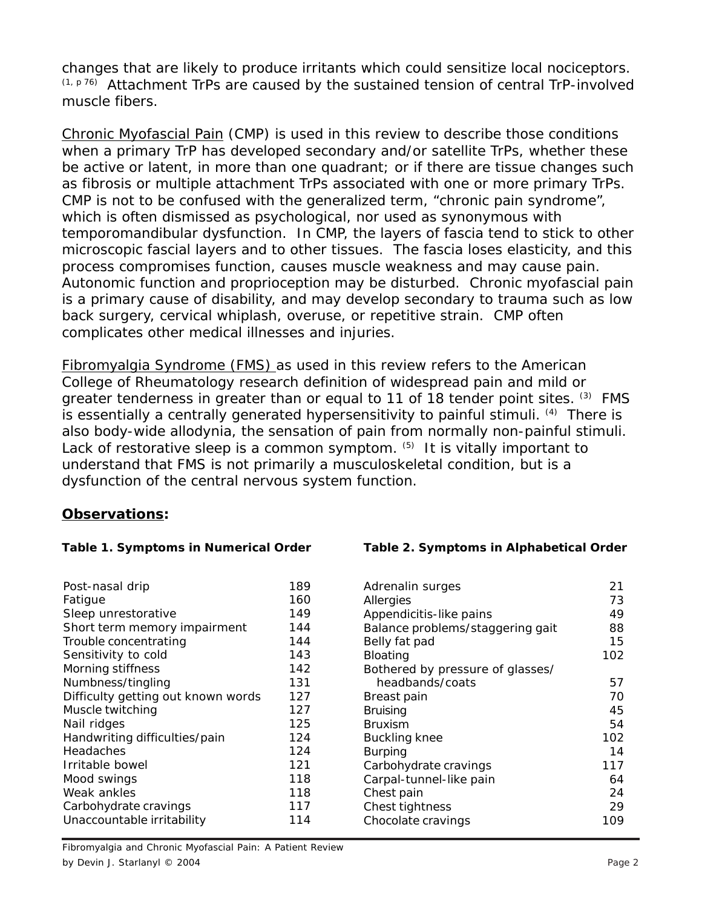changes that are likely to produce irritants which could sensitize local nociceptors. [1, p 76] Attachment TrPs are caused by the sustained tension of central TrP-involved muscle fibers.

Chronic Myofascial Pain (CMP) is used in this review to describe those conditions when a primary TrP has developed secondary and/or satellite TrPs, whether these be active or latent, in more than one quadrant; or if there are tissue changes such as fibrosis or multiple attachment TrPs associated with one or more primary TrPs. CMP is not to be confused with the generalized term, "chronic pain syndrome", which is often dismissed as psychological, nor used as synonymous with temporomandibular dysfunction. In CMP, the layers of fascia tend to stick to other microscopic fascial layers and to other tissues. The fascia loses elasticity, and this process compromises function, causes muscle weakness and may cause pain. Autonomic function and proprioception may be disturbed. Chronic myofascial pain is a primary cause of disability, and may develop secondary to trauma such as low back surgery, cervical whiplash, overuse, or repetitive strain. CMP often complicates other medical illnesses and injuries.

Fibromyalgia Syndrome (FMS) as used in this review refers to the American College of Rheumatology research definition of widespread pain and mild or greater tenderness in greater than or equal to 11 of 18 tender point sites. [3] FMS is essentially a centrally generated hypersensitivity to painful stimuli. [4] There is also body-wide allodynia, the sensation of pain from normally non-painful stimuli. Lack of restorative sleep is a common symptom. [5] It is vitally important to understand that FMS is not primarily a musculoskeletal condition, but is a dysfunction of the central nervous system function.

## **Observations:**

**Table 1. Symptoms in Numerical Order**

| Symptom | Count |
|---|---|
| Post-nasal drip | 189 |
| Fatigue | 160 |
| Sleep unrestorative | 149 |
| Short term memory impairment | 144 |
| Trouble concentrating | 144 |
| Sensitivity to cold | 143 |
| Morning stiffness | 142 |
| Numbness/tingling | 131 |
| Difficulty getting out known words | 127 |
| Muscle twitching | 127 |
| Nail ridges | 125 |
| Handwriting difficulties/pain | 124 |
| Headaches | 124 |
| Irritable bowel | 121 |
| Mood swings | 118 |
| Weak ankles | 118 |
| Carbohydrate cravings | 117 |
| Unaccountable irritability | 114 |

**Table 2. Symptoms in Alphabetical Order**

| Symptom | Count |
|---|---|
| Adrenalin surges | 21 |
| Allergies | 73 |
| Appendicitis-like pains | 49 |
| Balance problems/staggering gait | 88 |
| Belly fat pad | 15 |
| Bloating | 102 |
| Bothered by pressure of glasses/ headbands/coats | 57 |
| Breast pain | 70 |
| Bruising | 45 |
| Bruxism | 54 |
| Buckling knee | 102 |
| Burping | 14 |
| Carbohydrate cravings | 117 |
| Carpal-tunnel-like pain | 64 |
| Chest pain | 24 |
| Chest tightness | 29 |
| Chocolate cravings | 109 |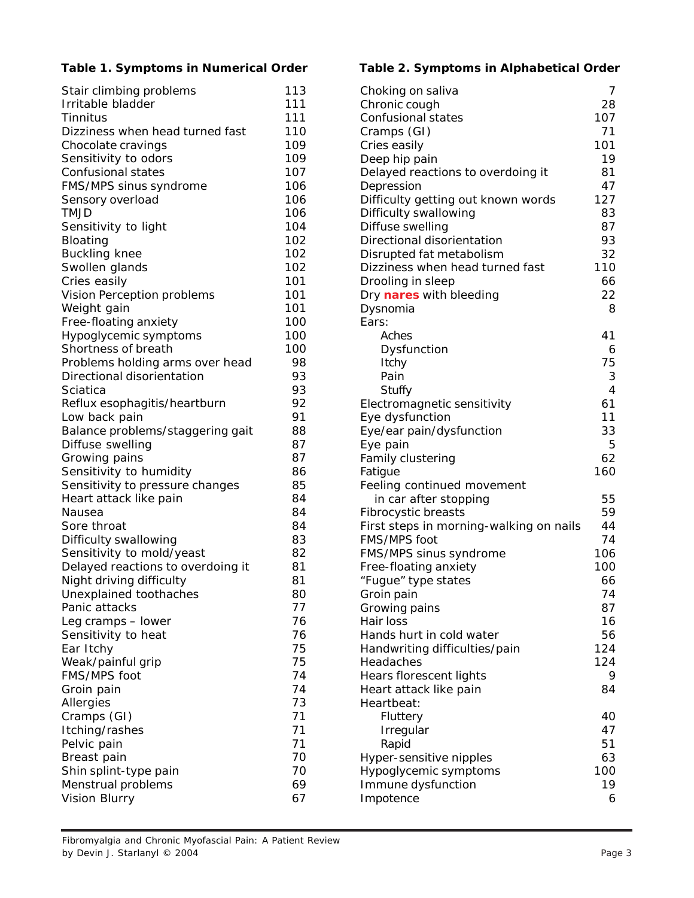**Table 1. Symptoms in Numerical Order**

| Symptom | Count |
| --- | --- |
| Stair climbing problems | 113 |
| Irritable bladder | 111 |
| Tinnitus | 111 |
| Dizziness when head turned fast | 110 |
| Chocolate cravings | 109 |
| Sensitivity to odors | 109 |
| Confusional states | 107 |
| FMS/MPS sinus syndrome | 106 |
| Sensory overload | 106 |
| TMJD | 106 |
| Sensitivity to light | 104 |
| Bloating | 102 |
| Buckling knee | 102 |
| Swollen glands | 102 |
| Cries easily | 101 |
| Vision Perception problems | 101 |
| Weight gain | 101 |
| Free-floating anxiety | 100 |
| Hypoglycemic symptoms | 100 |
| Shortness of breath | 100 |
| Problems holding arms over head | 98 |
| Directional disorientation | 93 |
| Sciatica | 93 |
| Reflux esophagitis/heartburn | 92 |
| Low back pain | 91 |
| Balance problems/staggering gait | 88 |
| Diffuse swelling | 87 |
| Growing pains | 87 |
| Sensitivity to humidity | 86 |
| Sensitivity to pressure changes | 85 |
| Heart attack like pain | 84 |
| Nausea | 84 |
| Sore throat | 84 |
| Difficulty swallowing | 83 |
| Sensitivity to mold/yeast | 82 |
| Delayed reactions to overdoing it | 81 |
| Night driving difficulty | 81 |
| Unexplained toothaches | 80 |
| Panic attacks | 77 |
| Leg cramps – lower | 76 |
| Sensitivity to heat | 76 |
| Ear Itchy | 75 |
| Weak/painful grip | 75 |
| FMS/MPS foot | 74 |
| Groin pain | 74 |
| Allergies | 73 |
| Cramps (GI) | 71 |
| Itching/rashes | 71 |
| Pelvic pain | 71 |
| Breast pain | 70 |
| Shin splint-type pain | 70 |
| Menstrual problems | 69 |
| Vision Blurry | 67 |

**Table 2. Symptoms in Alphabetical Order**

| Symptom | Count |
| --- | --- |
| Choking on saliva | 7 |
| Chronic cough | 28 |
| Confusional states | 107 |
| Cramps (GI) | 71 |
| Cries easily | 101 |
| Deep hip pain | 19 |
| Delayed reactions to overdoing it | 81 |
| Depression | 47 |
| Difficulty getting out known words | 127 |
| Difficulty swallowing | 83 |
| Diffuse swelling | 87 |
| Directional disorientation | 93 |
| Disrupted fat metabolism | 32 |
| Dizziness when head turned fast | 110 |
| Drooling in sleep | 66 |
| Dry **nares** with bleeding | 22 |
| Dysnomia | 8 |
| Ears: | |
| Aches | 41 |
| Dysfunction | 6 |
| Itchy | 75 |
| Pain | 3 |
| Stuffy | 4 |
| Electromagnetic sensitivity | 61 |
| Eye dysfunction | 11 |
| Eye/ear pain/dysfunction | 33 |
| Eye pain | 5 |
| Family clustering | 62 |
| Fatigue | 160 |
| Feeling continued movement in car after stopping | 55 |
| Fibrocystic breasts | 59 |
| First steps in morning-walking on nails | 44 |
| FMS/MPS foot | 74 |
| FMS/MPS sinus syndrome | 106 |
| Free-floating anxiety | 100 |
| "Fugue" type states | 66 |
| Groin pain | 74 |
| Growing pains | 87 |
| Hair loss | 16 |
| Hands hurt in cold water | 56 |
| Handwriting difficulties/pain | 124 |
| Headaches | 124 |
| Hears florescent lights | 9 |
| Heart attack like pain | 84 |
| Heartbeat: | |
| Fluttery | 40 |
| Irregular | 47 |
| Rapid | 51 |
| Hyper-sensitive nipples | 63 |
| Hypoglycemic symptoms | 100 |
| Immune dysfunction | 19 |
| Impotence | 6 |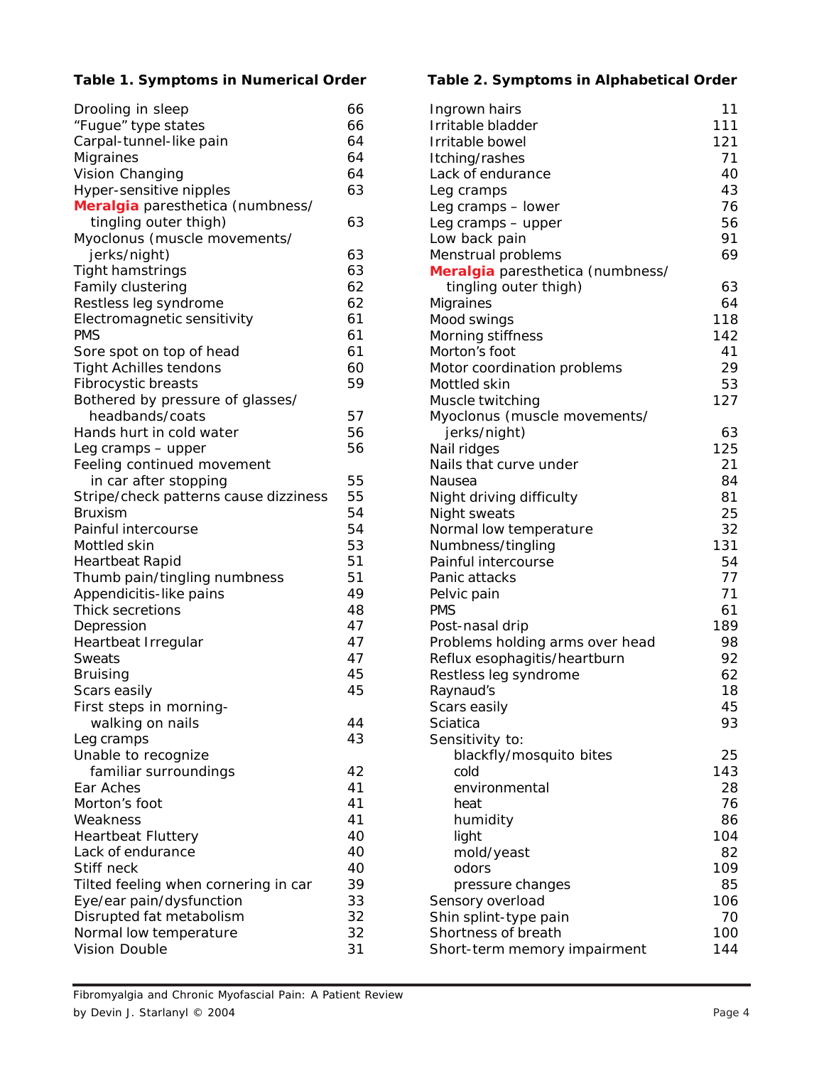**Table 1. Symptoms in Numerical Order**

| Symptom | Number |
|---|---|
| Drooling in sleep | 66 |
| "Fugue" type states | 66 |
| Carpal-tunnel-like pain | 64 |
| Migraines | 64 |
| Vision Changing | 64 |
| Hyper-sensitive nipples | 63 |
| **Meralgia** paresthetica (numbness/ tingling outer thigh) | 63 |
| Myoclonus (muscle movements/ jerks/night) | 63 |
| Tight hamstrings | 63 |
| Family clustering | 62 |
| Restless leg syndrome | 62 |
| Electromagnetic sensitivity | 61 |
| PMS | 61 |
| Sore spot on top of head | 61 |
| Tight Achilles tendons | 60 |
| Fibrocystic breasts | 59 |
| Bothered by pressure of glasses/ headbands/coats | 57 |
| Hands hurt in cold water | 56 |
| Leg cramps – upper | 56 |
| Feeling continued movement in car after stopping | 55 |
| Stripe/check patterns cause dizziness | 55 |
| Bruxism | 54 |
| Painful intercourse | 54 |
| Mottled skin | 53 |
| Heartbeat Rapid | 51 |
| Thumb pain/tingling numbness | 51 |
| Appendicitis-like pains | 49 |
| Thick secretions | 48 |
| Depression | 47 |
| Heartbeat Irregular | 47 |
| Sweats | 47 |
| Bruising | 45 |
| Scars easily | 45 |
| First steps in morning- walking on nails | 44 |
| Leg cramps | 43 |
| Unable to recognize familiar surroundings | 42 |
| Ear Aches | 41 |
| Morton's foot | 41 |
| Weakness | 41 |
| Heartbeat Fluttery | 40 |
| Lack of endurance | 40 |
| Stiff neck | 40 |
| Tilted feeling when cornering in car | 39 |
| Eye/ear pain/dysfunction | 33 |
| Disrupted fat metabolism | 32 |
| Normal low temperature | 32 |
| Vision Double | 31 |

**Table 2. Symptoms in Alphabetical Order**

| Symptom | Number |
|---|---|
| Ingrown hairs | 11 |
| Irritable bladder | 111 |
| Irritable bowel | 121 |
| Itching/rashes | 71 |
| Lack of endurance | 40 |
| Leg cramps | 43 |
| Leg cramps – lower | 76 |
| Leg cramps – upper | 56 |
| Low back pain | 91 |
| Menstrual problems | 69 |
| **Meralgia** paresthetica (numbness/ tingling outer thigh) | 63 |
| Migraines | 64 |
| Mood swings | 118 |
| Morning stiffness | 142 |
| Morton's foot | 41 |
| Motor coordination problems | 29 |
| Mottled skin | 53 |
| Muscle twitching | 127 |
| Myoclonus (muscle movements/ jerks/night) | 63 |
| Nail ridges | 125 |
| Nails that curve under | 21 |
| Nausea | 84 |
| Night driving difficulty | 81 |
| Night sweats | 25 |
| Normal low temperature | 32 |
| Numbness/tingling | 131 |
| Painful intercourse | 54 |
| Panic attacks | 77 |
| Pelvic pain | 71 |
| PMS | 61 |
| Post-nasal drip | 189 |
| Problems holding arms over head | 98 |
| Reflux esophagitis/heartburn | 92 |
| Restless leg syndrome | 62 |
| Raynaud's | 18 |
| Scars easily | 45 |
| Sciatica | 93 |
| Sensitivity to: | |
| blackfly/mosquito bites | 25 |
| cold | 143 |
| environmental | 28 |
| heat | 76 |
| humidity | 86 |
| light | 104 |
| mold/yeast | 82 |
| odors | 109 |
| pressure changes | 85 |
| Sensory overload | 106 |
| Shin splint-type pain | 70 |
| Shortness of breath | 100 |
| Short-term memory impairment | 144 |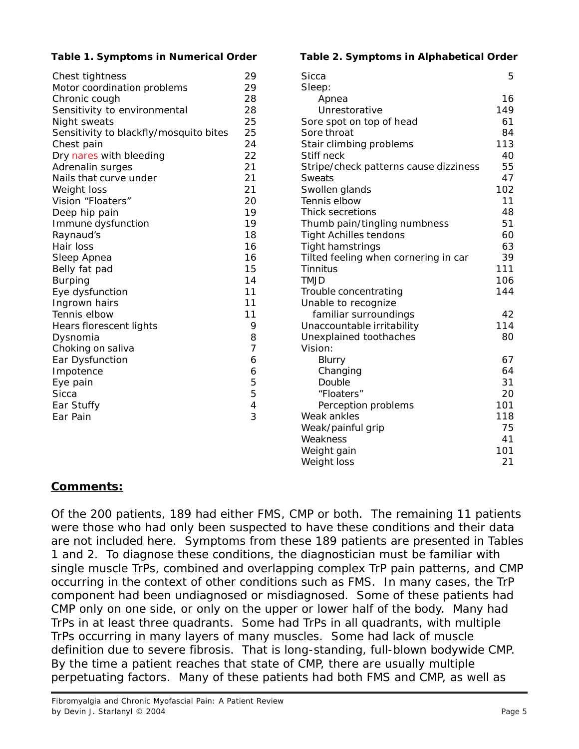**Table 1. Symptoms in Numerical Order**

| Symptom | Count |
|---|---|
| Chest tightness | 29 |
| Motor coordination problems | 29 |
| Chronic cough | 28 |
| Sensitivity to environmental | 28 |
| Night sweats | 25 |
| Sensitivity to blackfly/mosquito bites | 25 |
| Chest pain | 24 |
| Dry nares with bleeding | 22 |
| Adrenalin surges | 21 |
| Nails that curve under | 21 |
| Weight loss | 21 |
| Vision "Floaters" | 20 |
| Deep hip pain | 19 |
| Immune dysfunction | 19 |
| Raynaud's | 18 |
| Hair loss | 16 |
| Sleep Apnea | 16 |
| Belly fat pad | 15 |
| Burping | 14 |
| Eye dysfunction | 11 |
| Ingrown hairs | 11 |
| Tennis elbow | 11 |
| Hears florescent lights | 9 |
| Dysnomia | 8 |
| Choking on saliva | 7 |
| Ear Dysfunction | 6 |
| Impotence | 6 |
| Eye pain | 5 |
| Sicca | 5 |
| Ear Stuffy | 4 |
| Ear Pain | 3 |

**Table 2. Symptoms in Alphabetical Order**

| Symptom | Count |
|---|---|
| Sicca | 5 |
| Sleep: | |
| Apnea | 16 |
| Unrestorative | 149 |
| Sore spot on top of head | 61 |
| Sore throat | 84 |
| Stair climbing problems | 113 |
| Stiff neck | 40 |
| Stripe/check patterns cause dizziness | 55 |
| Sweats | 47 |
| Swollen glands | 102 |
| Tennis elbow | 11 |
| Thick secretions | 48 |
| Thumb pain/tingling numbness | 51 |
| Tight Achilles tendons | 60 |
| Tight hamstrings | 63 |
| Tilted feeling when cornering in car | 39 |
| Tinnitus | 111 |
| TMJD | 106 |
| Trouble concentrating | 144 |
| Unable to recognize familiar surroundings | 42 |
| Unaccountable irritability | 114 |
| Unexplained toothaches | 80 |
| Vision: | |
| Blurry | 67 |
| Changing | 64 |
| Double | 31 |
| "Floaters" | 20 |
| Perception problems | 101 |
| Weak ankles | 118 |
| Weak/painful grip | 75 |
| Weakness | 41 |
| Weight gain | 101 |
| Weight loss | 21 |

## **Comments:**

Of the 200 patients, 189 had either FMS, CMP or both. The remaining 11 patients were those who had only been suspected to have these conditions and their data are not included here. Symptoms from these 189 patients are presented in Tables 1 and 2. To diagnose these conditions, the diagnostician must be familiar with single muscle TrPs, combined and overlapping complex TrP pain patterns, and CMP occurring in the context of other conditions such as FMS. In many cases, the TrP component had been undiagnosed or misdiagnosed. Some of these patients had CMP only on one side, or only on the upper or lower half of the body. Many had TrPs in at least three quadrants. Some had TrPs in all quadrants, with multiple TrPs occurring in many layers of many muscles. Some had lack of muscle definition due to severe fibrosis. That is long-standing, full-blown bodywide CMP. By the time a patient reaches that state of CMP, there are usually multiple perpetuating factors. Many of these patients had both FMS and CMP, as well as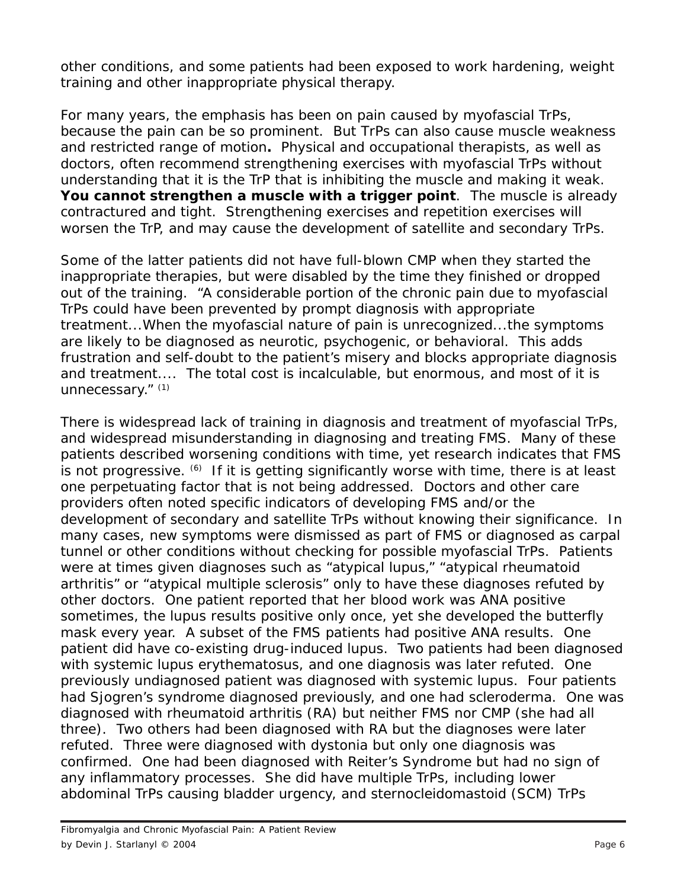other conditions, and some patients had been exposed to work hardening, weight training and other inappropriate physical therapy.

For many years, the emphasis has been on pain caused by myofascial TrPs, because the pain can be so prominent. But TrPs can also cause muscle weakness and restricted range of motion**.** Physical and occupational therapists, as well as doctors, often recommend strengthening exercises with myofascial TrPs without understanding that it is the TrP that is inhibiting the muscle and making it weak. **You cannot strengthen a muscle with a trigger point**. The muscle is already contractured and tight. Strengthening exercises and repetition exercises will worsen the TrP, and may cause the development of satellite and secondary TrPs.

Some of the latter patients did not have full-blown CMP when they started the inappropriate therapies, but were disabled by the time they finished or dropped out of the training. "A considerable portion of the chronic pain due to myofascial TrPs could have been prevented by prompt diagnosis with appropriate treatment...When the myofascial nature of pain is unrecognized...the symptoms are likely to be diagnosed as neurotic, psychogenic, or behavioral. This adds frustration and self-doubt to the patient's misery and blocks appropriate diagnosis and treatment.... The total cost is incalculable, but enormous, and most of it is unnecessary." (1)

There is widespread lack of training in diagnosis and treatment of myofascial TrPs, and widespread misunderstanding in diagnosing and treating FMS. Many of these patients described worsening conditions with time, yet research indicates that FMS is not progressive. (6) If it is getting significantly worse with time, there is at least one perpetuating factor that is not being addressed. Doctors and other care providers often noted specific indicators of developing FMS and/or the development of secondary and satellite TrPs without knowing their significance. In many cases, new symptoms were dismissed as part of FMS or diagnosed as carpal tunnel or other conditions without checking for possible myofascial TrPs. Patients were at times given diagnoses such as "atypical lupus," "atypical rheumatoid arthritis" or "atypical multiple sclerosis" only to have these diagnoses refuted by other doctors. One patient reported that her blood work was ANA positive sometimes, the lupus results positive only once, yet she developed the butterfly mask every year. A subset of the FMS patients had positive ANA results. One patient did have co-existing drug-induced lupus. Two patients had been diagnosed with systemic lupus erythematosus, and one diagnosis was later refuted. One previously undiagnosed patient was diagnosed with systemic lupus. Four patients had Sjogren's syndrome diagnosed previously, and one had scleroderma. One was diagnosed with rheumatoid arthritis (RA) but neither FMS nor CMP (she had all three). Two others had been diagnosed with RA but the diagnoses were later refuted. Three were diagnosed with dystonia but only one diagnosis was confirmed. One had been diagnosed with Reiter's Syndrome but had no sign of any inflammatory processes. She did have multiple TrPs, including lower abdominal TrPs causing bladder urgency, and sternocleidomastoid (SCM) TrPs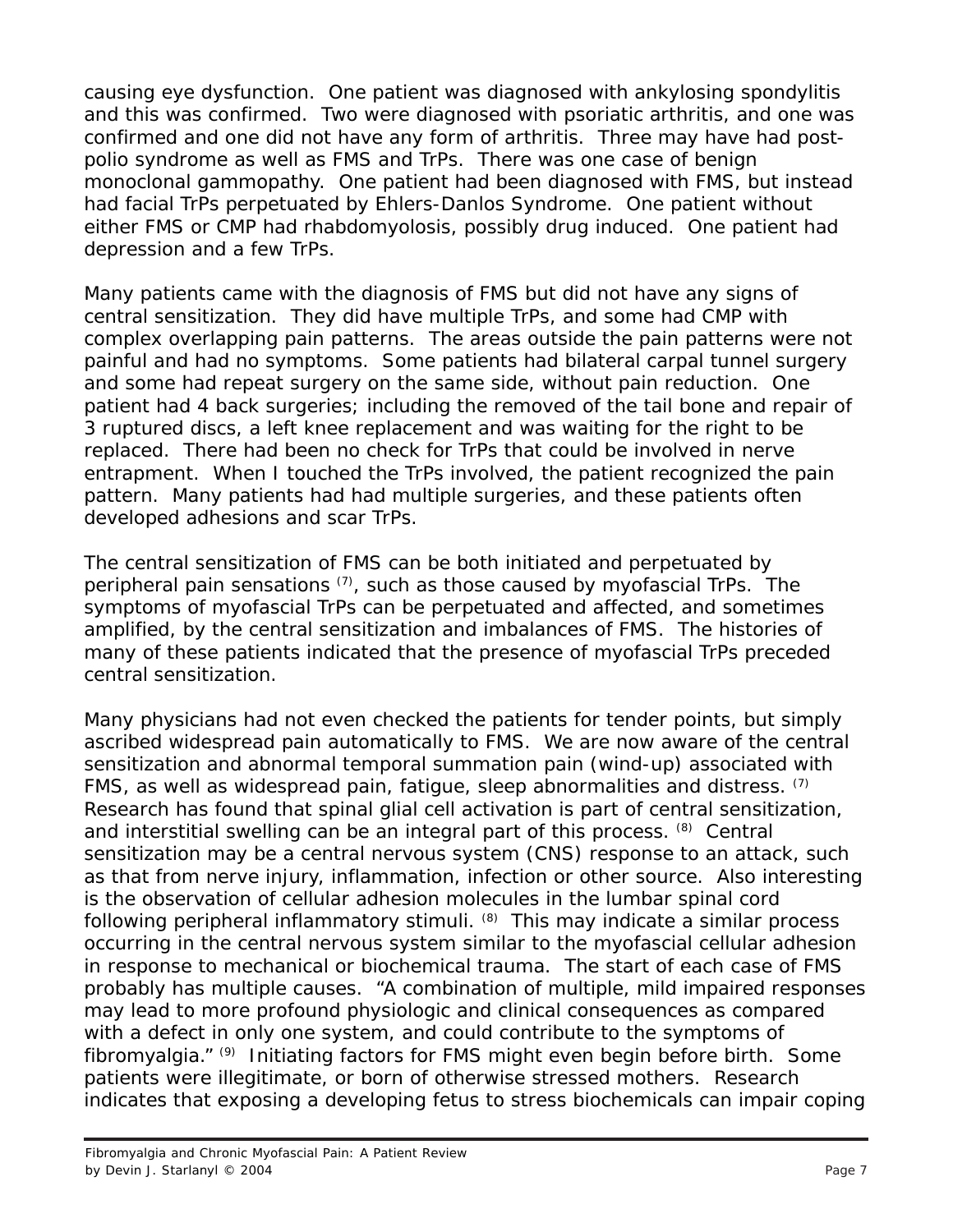causing eye dysfunction. One patient was diagnosed with ankylosing spondylitis and this was confirmed. Two were diagnosed with psoriatic arthritis, and one was confirmed and one did not have any form of arthritis. Three may have had post-polio syndrome as well as FMS and TrPs. There was one case of benign monoclonal gammopathy. One patient had been diagnosed with FMS, but instead had facial TrPs perpetuated by Ehlers-Danlos Syndrome. One patient without either FMS or CMP had rhabdomyolosis, possibly drug induced. One patient had depression and a few TrPs.

Many patients came with the diagnosis of FMS but did not have any signs of central sensitization. They did have multiple TrPs, and some had CMP with complex overlapping pain patterns. The areas outside the pain patterns were not painful and had no symptoms. Some patients had bilateral carpal tunnel surgery and some had repeat surgery on the same side, without pain reduction. One patient had 4 back surgeries; including the removed of the tail bone and repair of 3 ruptured discs, a left knee replacement and was waiting for the right to be replaced. There had been no check for TrPs that could be involved in nerve entrapment. When I touched the TrPs involved, the patient recognized the pain pattern. Many patients had had multiple surgeries, and these patients often developed adhesions and scar TrPs.

The central sensitization of FMS can be both initiated and perpetuated by peripheral pain sensations [7], such as those caused by myofascial TrPs. The symptoms of myofascial TrPs can be perpetuated and affected, and sometimes amplified, by the central sensitization and imbalances of FMS. The histories of many of these patients indicated that the presence of myofascial TrPs preceded central sensitization.

Many physicians had not even checked the patients for tender points, but simply ascribed widespread pain automatically to FMS. We are now aware of the central sensitization and abnormal temporal summation pain (wind-up) associated with FMS, as well as widespread pain, fatigue, sleep abnormalities and distress. [7] Research has found that spinal glial cell activation is part of central sensitization, and interstitial swelling can be an integral part of this process. [8] Central sensitization may be a central nervous system (CNS) response to an attack, such as that from nerve injury, inflammation, infection or other source. Also interesting is the observation of cellular adhesion molecules in the lumbar spinal cord following peripheral inflammatory stimuli. [8] This may indicate a similar process occurring in the central nervous system similar to the myofascial cellular adhesion in response to mechanical or biochemical trauma. The start of each case of FMS probably has multiple causes. "A combination of multiple, mild impaired responses may lead to more profound physiologic and clinical consequences as compared with a defect in only one system, and could contribute to the symptoms of fibromyalgia." [9] Initiating factors for FMS might even begin before birth. Some patients were illegitimate, or born of otherwise stressed mothers. Research indicates that exposing a developing fetus to stress biochemicals can impair coping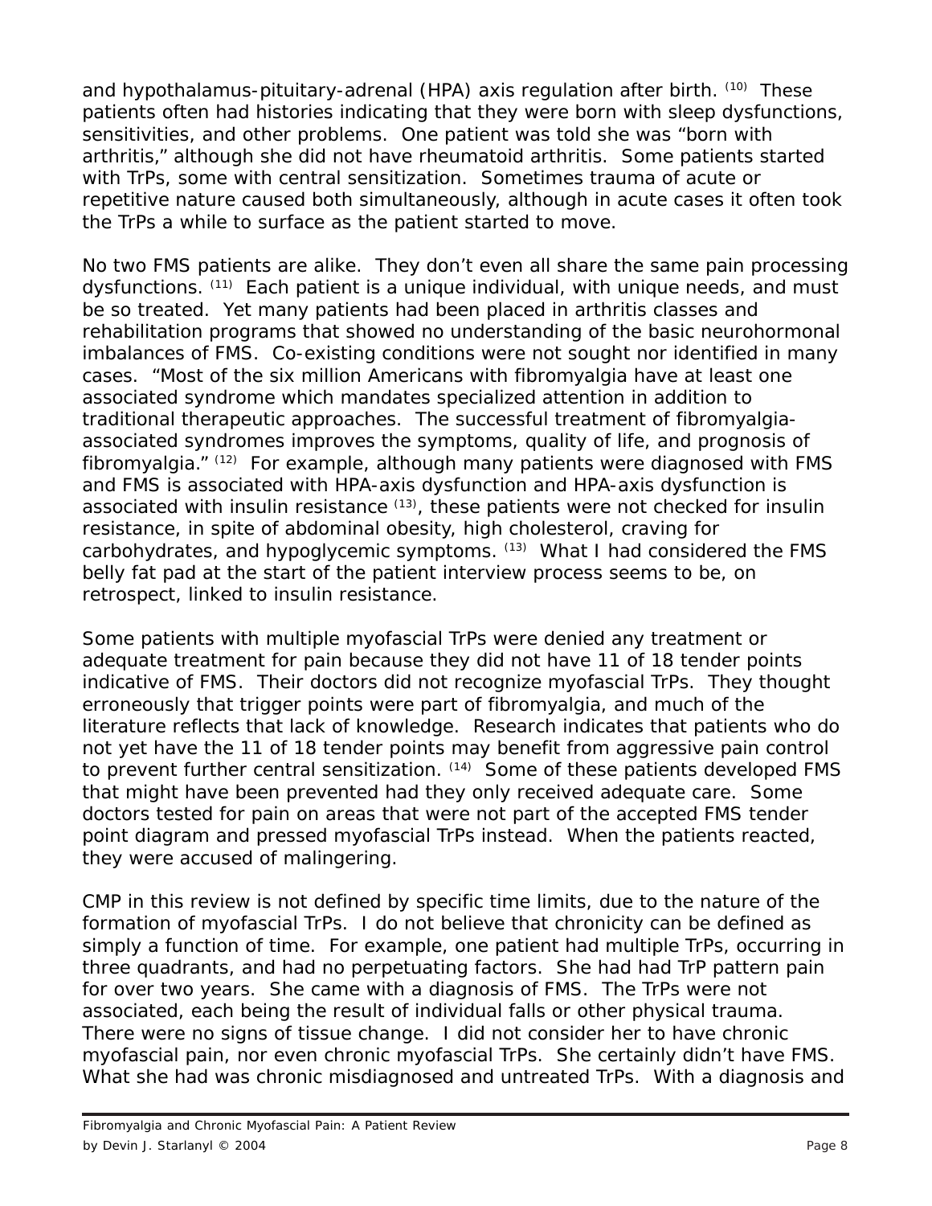and hypothalamus-pituitary-adrenal (HPA) axis regulation after birth. [10] These patients often had histories indicating that they were born with sleep dysfunctions, sensitivities, and other problems. One patient was told she was "born with arthritis," although she did not have rheumatoid arthritis. Some patients started with TrPs, some with central sensitization. Sometimes trauma of acute or repetitive nature caused both simultaneously, although in acute cases it often took the TrPs a while to surface as the patient started to move.

No two FMS patients are alike. They don't even all share the same pain processing dysfunctions. [11] Each patient is a unique individual, with unique needs, and must be so treated. Yet many patients had been placed in arthritis classes and rehabilitation programs that showed no understanding of the basic neurohormonal imbalances of FMS. Co-existing conditions were not sought nor identified in many cases. "Most of the six million Americans with fibromyalgia have at least one associated syndrome which mandates specialized attention in addition to traditional therapeutic approaches. The successful treatment of fibromyalgia-associated syndromes improves the symptoms, quality of life, and prognosis of fibromyalgia." [12] For example, although many patients were diagnosed with FMS and FMS is associated with HPA-axis dysfunction and HPA-axis dysfunction is associated with insulin resistance [13], these patients were not checked for insulin resistance, in spite of abdominal obesity, high cholesterol, craving for carbohydrates, and hypoglycemic symptoms. [13] What I had considered the FMS belly fat pad at the start of the patient interview process seems to be, on retrospect, linked to insulin resistance.

Some patients with multiple myofascial TrPs were denied any treatment or adequate treatment for pain because they did not have 11 of 18 tender points indicative of FMS. Their doctors did not recognize myofascial TrPs. They thought erroneously that trigger points were part of fibromyalgia, and much of the literature reflects that lack of knowledge. Research indicates that patients who do not yet have the 11 of 18 tender points may benefit from aggressive pain control to prevent further central sensitization. [14] Some of these patients developed FMS that might have been prevented had they only received adequate care. Some doctors tested for pain on areas that were not part of the accepted FMS tender point diagram and pressed myofascial TrPs instead. When the patients reacted, they were accused of malingering.

CMP in this review is not defined by specific time limits, due to the nature of the formation of myofascial TrPs. I do not believe that chronicity can be defined as simply a function of time. For example, one patient had multiple TrPs, occurring in three quadrants, and had no perpetuating factors. She had had TrP pattern pain for over two years. She came with a diagnosis of FMS. The TrPs were not associated, each being the result of individual falls or other physical trauma. There were no signs of tissue change. I did not consider her to have chronic myofascial pain, nor even chronic myofascial TrPs. She certainly didn't have FMS. What she had was chronic misdiagnosed and untreated TrPs. With a diagnosis and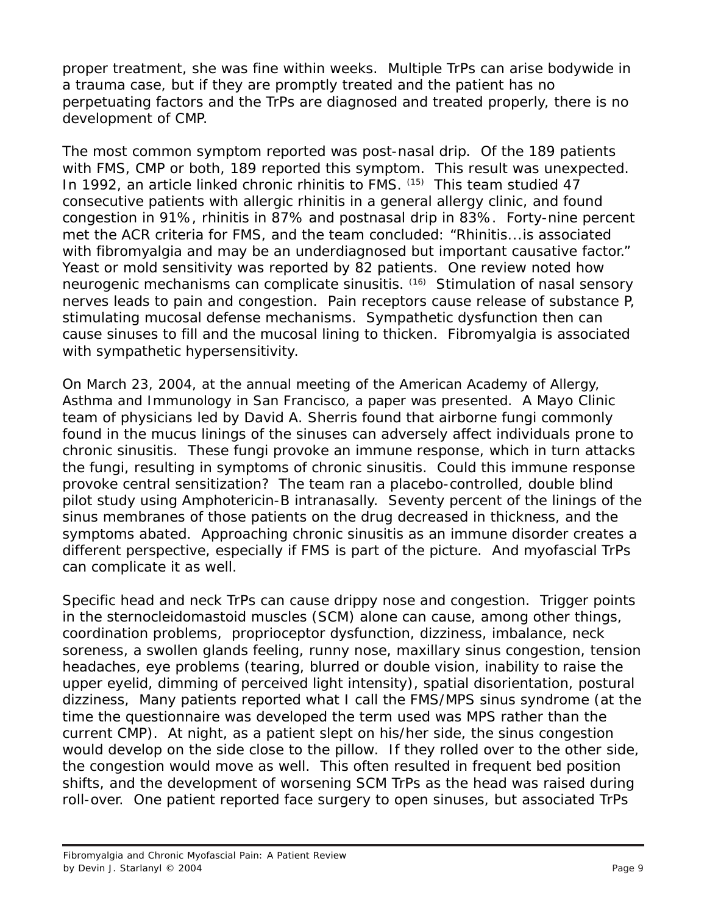proper treatment, she was fine within weeks. Multiple TrPs can arise bodywide in a trauma case, but if they are promptly treated and the patient has no perpetuating factors and the TrPs are diagnosed and treated properly, there is no development of CMP.

The most common symptom reported was post-nasal drip. Of the 189 patients with FMS, CMP or both, 189 reported this symptom. This result was unexpected. In 1992, an article linked chronic rhinitis to FMS. (15) This team studied 47 consecutive patients with allergic rhinitis in a general allergy clinic, and found congestion in 91%, rhinitis in 87% and postnasal drip in 83%. Forty-nine percent met the ACR criteria for FMS, and the team concluded: "Rhinitis...is associated with fibromyalgia and may be an underdiagnosed but important causative factor." Yeast or mold sensitivity was reported by 82 patients. One review noted how neurogenic mechanisms can complicate sinusitis. (16) Stimulation of nasal sensory nerves leads to pain and congestion. Pain receptors cause release of substance P, stimulating mucosal defense mechanisms. Sympathetic dysfunction then can cause sinuses to fill and the mucosal lining to thicken. Fibromyalgia is associated with sympathetic hypersensitivity.

On March 23, 2004, at the annual meeting of the American Academy of Allergy, Asthma and Immunology in San Francisco, a paper was presented. A Mayo Clinic team of physicians led by David A. Sherris found that airborne fungi commonly found in the mucus linings of the sinuses can adversely affect individuals prone to chronic sinusitis. These fungi provoke an immune response, which in turn attacks the fungi, resulting in symptoms of chronic sinusitis. Could this immune response provoke central sensitization? The team ran a placebo-controlled, double blind pilot study using Amphotericin-B intranasally. Seventy percent of the linings of the sinus membranes of those patients on the drug decreased in thickness, and the symptoms abated. Approaching chronic sinusitis as an immune disorder creates a different perspective, especially if FMS is part of the picture. And myofascial TrPs can complicate it as well.

Specific head and neck TrPs can cause drippy nose and congestion. Trigger points in the sternocleidomastoid muscles (SCM) alone can cause, among other things, coordination problems, proprioceptor dysfunction, dizziness, imbalance, neck soreness, a swollen glands feeling, runny nose, maxillary sinus congestion, tension headaches, eye problems (tearing, blurred or double vision, inability to raise the upper eyelid, dimming of perceived light intensity), spatial disorientation, postural dizziness, Many patients reported what I call the FMS/MPS sinus syndrome (at the time the questionnaire was developed the term used was MPS rather than the current CMP). At night, as a patient slept on his/her side, the sinus congestion would develop on the side close to the pillow. If they rolled over to the other side, the congestion would move as well. This often resulted in frequent bed position shifts, and the development of worsening SCM TrPs as the head was raised during roll-over. One patient reported face surgery to open sinuses, but associated TrPs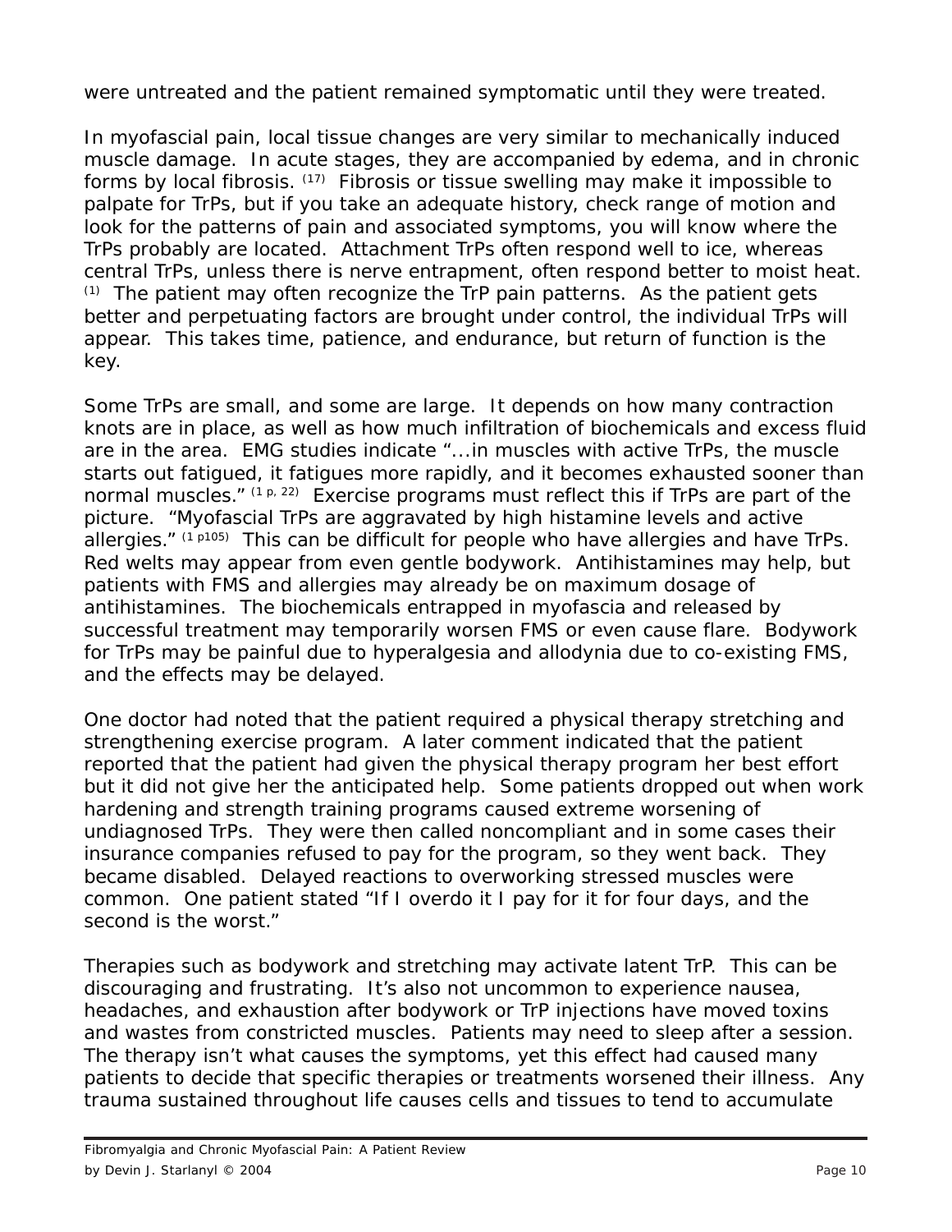were untreated and the patient remained symptomatic until they were treated.

In myofascial pain, local tissue changes are very similar to mechanically induced muscle damage. In acute stages, they are accompanied by edema, and in chronic forms by local fibrosis. [17] Fibrosis or tissue swelling may make it impossible to palpate for TrPs, but if you take an adequate history, check range of motion and look for the patterns of pain and associated symptoms, you will know where the TrPs probably are located. Attachment TrPs often respond well to ice, whereas central TrPs, unless there is nerve entrapment, often respond better to moist heat. [1] The patient may often recognize the TrP pain patterns. As the patient gets better and perpetuating factors are brought under control, the individual TrPs will appear. This takes time, patience, and endurance, but return of function is the key.

Some TrPs are small, and some are large. It depends on how many contraction knots are in place, as well as how much infiltration of biochemicals and excess fluid are in the area. EMG studies indicate "...in muscles with active TrPs, the muscle starts out fatigued, it fatigues more rapidly, and it becomes exhausted sooner than normal muscles." [1 p, 22] Exercise programs must reflect this if TrPs are part of the picture. "Myofascial TrPs are aggravated by high histamine levels and active allergies." [1 p105] This can be difficult for people who have allergies and have TrPs. Red welts may appear from even gentle bodywork. Antihistamines may help, but patients with FMS and allergies may already be on maximum dosage of antihistamines. The biochemicals entrapped in myofascia and released by successful treatment may temporarily worsen FMS or even cause flare. Bodywork for TrPs may be painful due to hyperalgesia and allodynia due to co-existing FMS, and the effects may be delayed.

One doctor had noted that the patient required a physical therapy stretching and strengthening exercise program. A later comment indicated that the patient reported that the patient had given the physical therapy program her best effort but it did not give her the anticipated help. Some patients dropped out when work hardening and strength training programs caused extreme worsening of undiagnosed TrPs. They were then called noncompliant and in some cases their insurance companies refused to pay for the program, so they went back. They became disabled. Delayed reactions to overworking stressed muscles were common. One patient stated "If I overdo it I pay for it for four days, and the second is the worst."

Therapies such as bodywork and stretching may activate latent TrP. This can be discouraging and frustrating. It's also not uncommon to experience nausea, headaches, and exhaustion after bodywork or TrP injections have moved toxins and wastes from constricted muscles. Patients may need to sleep after a session. The therapy isn't what causes the symptoms, yet this effect had caused many patients to decide that specific therapies or treatments worsened their illness. Any trauma sustained throughout life causes cells and tissues to tend to accumulate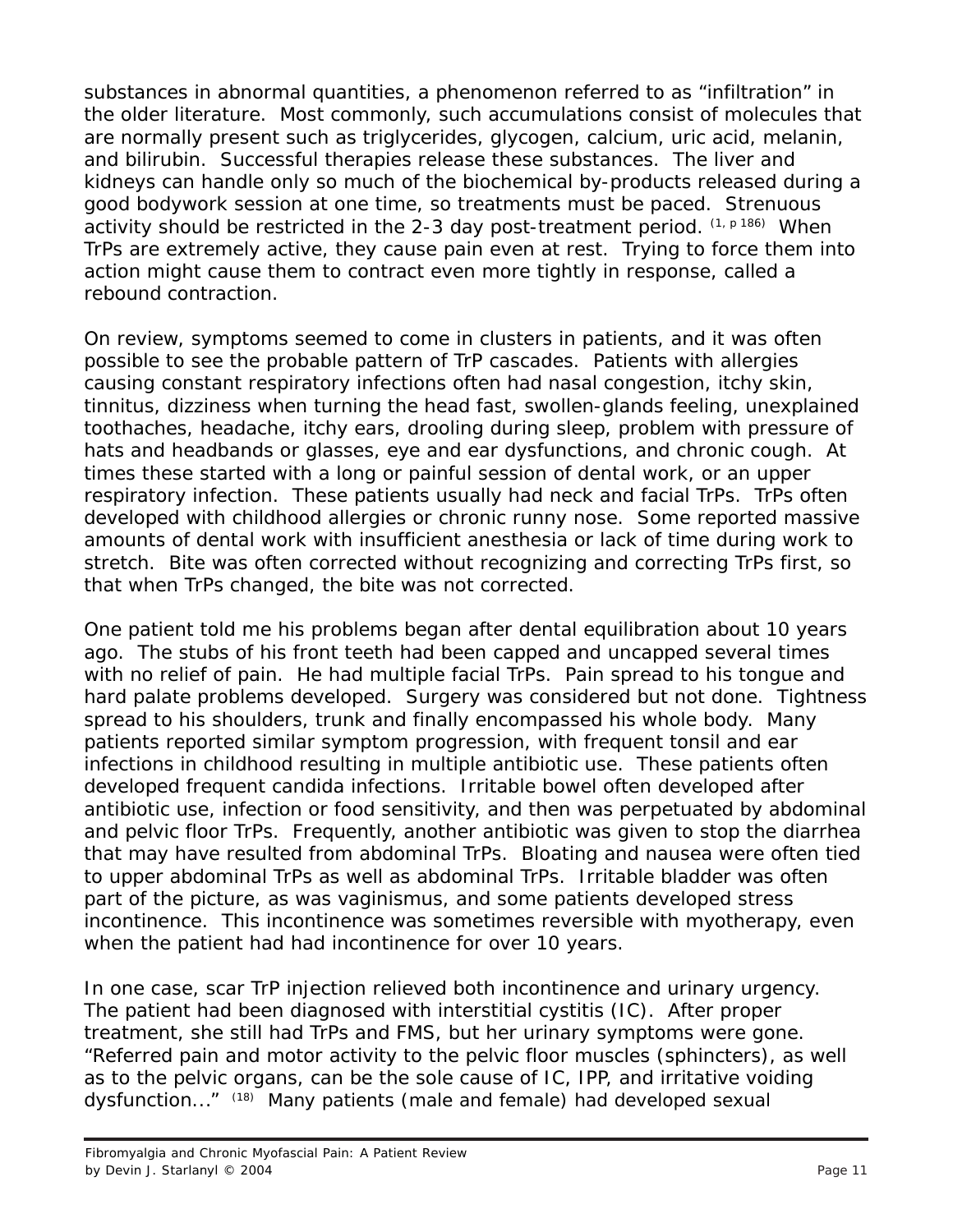substances in abnormal quantities, a phenomenon referred to as "infiltration" in the older literature. Most commonly, such accumulations consist of molecules that are normally present such as triglycerides, glycogen, calcium, uric acid, melanin, and bilirubin. Successful therapies release these substances. The liver and kidneys can handle only so much of the biochemical by-products released during a good bodywork session at one time, so treatments must be paced. Strenuous activity should be restricted in the 2-3 day post-treatment period. [1, p 186] When TrPs are extremely active, they cause pain even at rest. Trying to force them into action might cause them to contract even more tightly in response, called a rebound contraction.

On review, symptoms seemed to come in clusters in patients, and it was often possible to see the probable pattern of TrP cascades. Patients with allergies causing constant respiratory infections often had nasal congestion, itchy skin, tinnitus, dizziness when turning the head fast, swollen-glands feeling, unexplained toothaches, headache, itchy ears, drooling during sleep, problem with pressure of hats and headbands or glasses, eye and ear dysfunctions, and chronic cough. At times these started with a long or painful session of dental work, or an upper respiratory infection. These patients usually had neck and facial TrPs. TrPs often developed with childhood allergies or chronic runny nose. Some reported massive amounts of dental work with insufficient anesthesia or lack of time during work to stretch. Bite was often corrected without recognizing and correcting TrPs first, so that when TrPs changed, the bite was not corrected.

One patient told me his problems began after dental equilibration about 10 years ago. The stubs of his front teeth had been capped and uncapped several times with no relief of pain. He had multiple facial TrPs. Pain spread to his tongue and hard palate problems developed. Surgery was considered but not done. Tightness spread to his shoulders, trunk and finally encompassed his whole body. Many patients reported similar symptom progression, with frequent tonsil and ear infections in childhood resulting in multiple antibiotic use. These patients often developed frequent candida infections. Irritable bowel often developed after antibiotic use, infection or food sensitivity, and then was perpetuated by abdominal and pelvic floor TrPs. Frequently, another antibiotic was given to stop the diarrhea that may have resulted from abdominal TrPs. Bloating and nausea were often tied to upper abdominal TrPs as well as abdominal TrPs. Irritable bladder was often part of the picture, as was vaginismus, and some patients developed stress incontinence. This incontinence was sometimes reversible with myotherapy, even when the patient had had incontinence for over 10 years.

In one case, scar TrP injection relieved both incontinence and urinary urgency. The patient had been diagnosed with interstitial cystitis (IC). After proper treatment, she still had TrPs and FMS, but her urinary symptoms were gone. "Referred pain and motor activity to the pelvic floor muscles (sphincters), as well as to the pelvic organs, can be the sole cause of IC, IPP, and irritative voiding dysfunction..." [18] Many patients (male and female) had developed sexual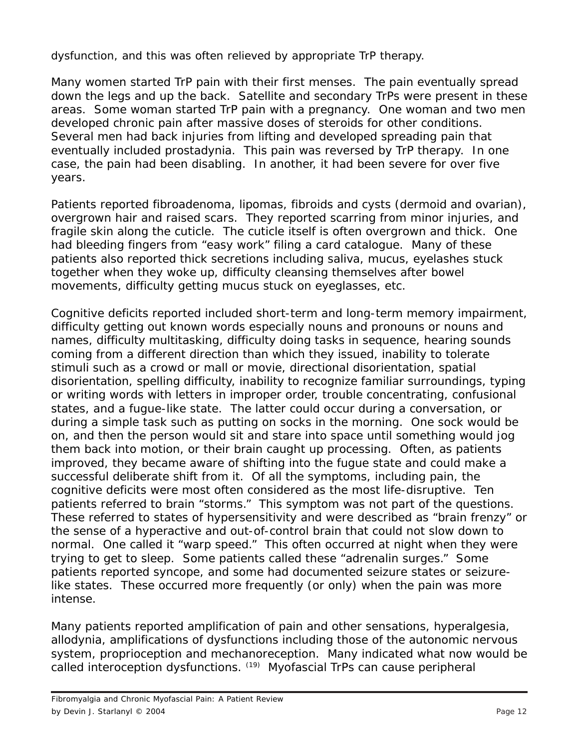dysfunction, and this was often relieved by appropriate TrP therapy.

Many women started TrP pain with their first menses. The pain eventually spread down the legs and up the back. Satellite and secondary TrPs were present in these areas. Some woman started TrP pain with a pregnancy. One woman and two men developed chronic pain after massive doses of steroids for other conditions. Several men had back injuries from lifting and developed spreading pain that eventually included prostadynia. This pain was reversed by TrP therapy. In one case, the pain had been disabling. In another, it had been severe for over five years.

Patients reported fibroadenoma, lipomas, fibroids and cysts (dermoid and ovarian), overgrown hair and raised scars. They reported scarring from minor injuries, and fragile skin along the cuticle. The cuticle itself is often overgrown and thick. One had bleeding fingers from "easy work" filing a card catalogue. Many of these patients also reported thick secretions including saliva, mucus, eyelashes stuck together when they woke up, difficulty cleansing themselves after bowel movements, difficulty getting mucus stuck on eyeglasses, etc.

Cognitive deficits reported included short-term and long-term memory impairment, difficulty getting out known words especially nouns and pronouns or nouns and names, difficulty multitasking, difficulty doing tasks in sequence, hearing sounds coming from a different direction than which they issued, inability to tolerate stimuli such as a crowd or mall or movie, directional disorientation, spatial disorientation, spelling difficulty, inability to recognize familiar surroundings, typing or writing words with letters in improper order, trouble concentrating, confusional states, and a fugue-like state. The latter could occur during a conversation, or during a simple task such as putting on socks in the morning. One sock would be on, and then the person would sit and stare into space until something would jog them back into motion, or their brain caught up processing. Often, as patients improved, they became aware of shifting into the fugue state and could make a successful deliberate shift from it. Of all the symptoms, including pain, the cognitive deficits were most often considered as the most life-disruptive. Ten patients referred to brain "storms." This symptom was not part of the questions. These referred to states of hypersensitivity and were described as "brain frenzy" or the sense of a hyperactive and out-of-control brain that could not slow down to normal. One called it "warp speed." This often occurred at night when they were trying to get to sleep. Some patients called these "adrenalin surges." Some patients reported syncope, and some had documented seizure states or seizure-like states. These occurred more frequently (or only) when the pain was more intense.

Many patients reported amplification of pain and other sensations, hyperalgesia, allodynia, amplifications of dysfunctions including those of the autonomic nervous system, proprioception and mechanoreception. Many indicated what now would be called interoception dysfunctions. [19] Myofascial TrPs can cause peripheral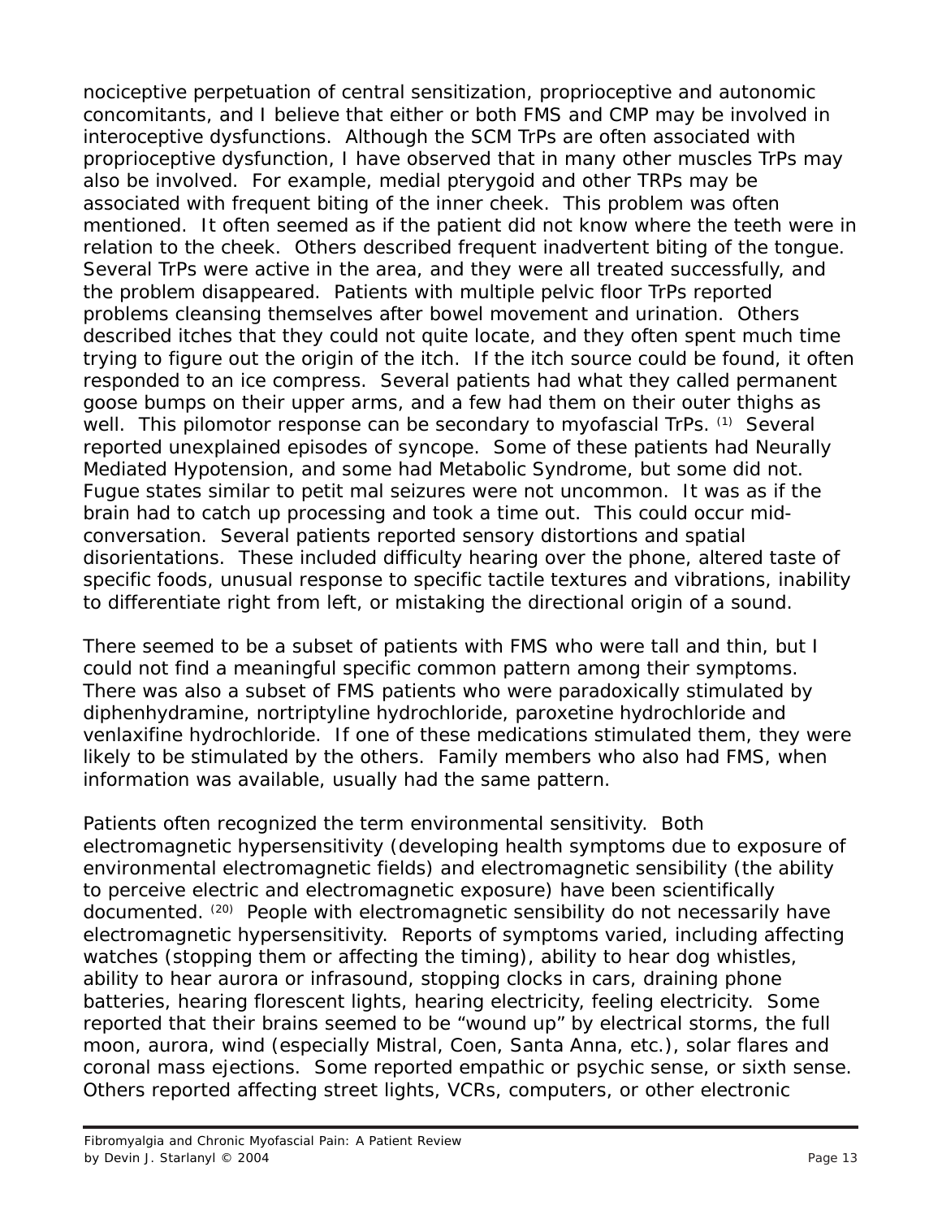nociceptive perpetuation of central sensitization, proprioceptive and autonomic concomitants, and I believe that either or both FMS and CMP may be involved in interoceptive dysfunctions. Although the SCM TrPs are often associated with proprioceptive dysfunction, I have observed that in many other muscles TrPs may also be involved. For example, medial pterygoid and other TRPs may be associated with frequent biting of the inner cheek. This problem was often mentioned. It often seemed as if the patient did not know where the teeth were in relation to the cheek. Others described frequent inadvertent biting of the tongue. Several TrPs were active in the area, and they were all treated successfully, and the problem disappeared. Patients with multiple pelvic floor TrPs reported problems cleansing themselves after bowel movement and urination. Others described itches that they could not quite locate, and they often spent much time trying to figure out the origin of the itch. If the itch source could be found, it often responded to an ice compress. Several patients had what they called permanent goose bumps on their upper arms, and a few had them on their outer thighs as well. This pilomotor response can be secondary to myofascial TrPs. [1] Several reported unexplained episodes of syncope. Some of these patients had Neurally Mediated Hypotension, and some had Metabolic Syndrome, but some did not. Fugue states similar to petit mal seizures were not uncommon. It was as if the brain had to catch up processing and took a time out. This could occur mid-conversation. Several patients reported sensory distortions and spatial disorientations. These included difficulty hearing over the phone, altered taste of specific foods, unusual response to specific tactile textures and vibrations, inability to differentiate right from left, or mistaking the directional origin of a sound.

There seemed to be a subset of patients with FMS who were tall and thin, but I could not find a meaningful specific common pattern among their symptoms. There was also a subset of FMS patients who were paradoxically stimulated by diphenhydramine, nortriptyline hydrochloride, paroxetine hydrochloride and venlaxifine hydrochloride. If one of these medications stimulated them, they were likely to be stimulated by the others. Family members who also had FMS, when information was available, usually had the same pattern.

Patients often recognized the term environmental sensitivity. Both electromagnetic hypersensitivity (developing health symptoms due to exposure of environmental electromagnetic fields) and electromagnetic sensibility (the ability to perceive electric and electromagnetic exposure) have been scientifically documented. [20] People with electromagnetic sensibility do not necessarily have electromagnetic hypersensitivity. Reports of symptoms varied, including affecting watches (stopping them or affecting the timing), ability to hear dog whistles, ability to hear aurora or infrasound, stopping clocks in cars, draining phone batteries, hearing florescent lights, hearing electricity, feeling electricity. Some reported that their brains seemed to be "wound up" by electrical storms, the full moon, aurora, wind (especially Mistral, Coen, Santa Anna, etc.), solar flares and coronal mass ejections. Some reported empathic or psychic sense, or sixth sense. Others reported affecting street lights, VCRs, computers, or other electronic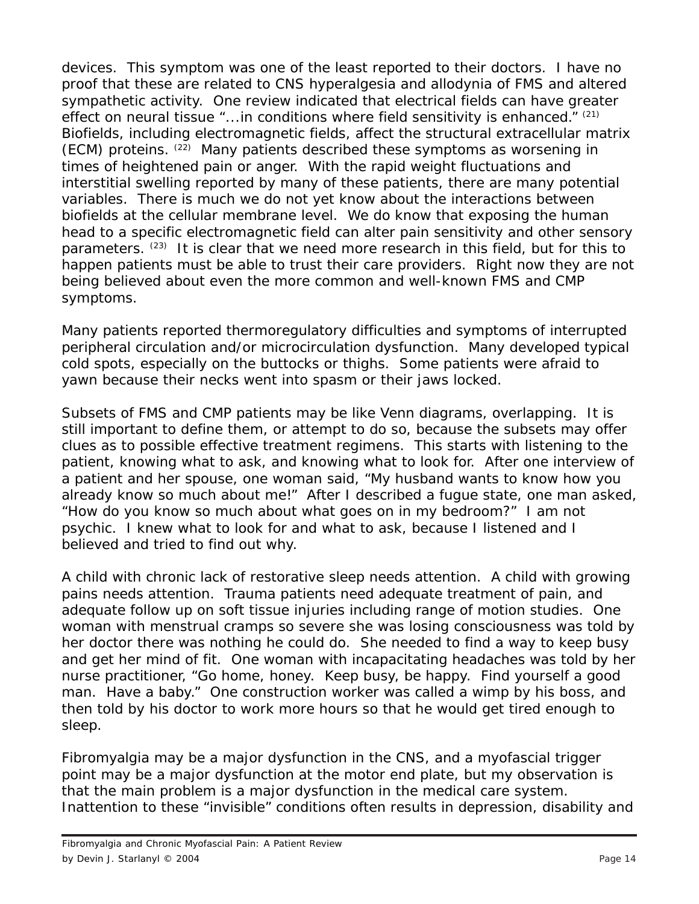devices. This symptom was one of the least reported to their doctors. I have no proof that these are related to CNS hyperalgesia and allodynia of FMS and altered sympathetic activity. One review indicated that electrical fields can have greater effect on neural tissue "...in conditions where field sensitivity is enhanced." [21] Biofields, including electromagnetic fields, affect the structural extracellular matrix (ECM) proteins. [22] Many patients described these symptoms as worsening in times of heightened pain or anger. With the rapid weight fluctuations and interstitial swelling reported by many of these patients, there are many potential variables. There is much we do not yet know about the interactions between biofields at the cellular membrane level. We do know that exposing the human head to a specific electromagnetic field can alter pain sensitivity and other sensory parameters. [23] It is clear that we need more research in this field, but for this to happen patients must be able to trust their care providers. Right now they are not being believed about even the more common and well-known FMS and CMP symptoms.

Many patients reported thermoregulatory difficulties and symptoms of interrupted peripheral circulation and/or microcirculation dysfunction. Many developed typical cold spots, especially on the buttocks or thighs. Some patients were afraid to yawn because their necks went into spasm or their jaws locked.

Subsets of FMS and CMP patients may be like Venn diagrams, overlapping. It is still important to define them, or attempt to do so, because the subsets may offer clues as to possible effective treatment regimens. This starts with listening to the patient, knowing what to ask, and knowing what to look for. After one interview of a patient and her spouse, one woman said, "My husband wants to know how you already know so much about me!" After I described a fugue state, one man asked, "How do you know so much about what goes on in my bedroom?" I am not psychic. I knew what to look for and what to ask, because I listened and I believed and tried to find out why.

A child with chronic lack of restorative sleep needs attention. A child with growing pains needs attention. Trauma patients need adequate treatment of pain, and adequate follow up on soft tissue injuries including range of motion studies. One woman with menstrual cramps so severe she was losing consciousness was told by her doctor there was nothing he could do. She needed to find a way to keep busy and get her mind of fit. One woman with incapacitating headaches was told by her nurse practitioner, "Go home, honey. Keep busy, be happy. Find yourself a good man. Have a baby." One construction worker was called a wimp by his boss, and then told by his doctor to work more hours so that he would get tired enough to sleep.

Fibromyalgia may be a major dysfunction in the CNS, and a myofascial trigger point may be a major dysfunction at the motor end plate, but my observation is that the main problem is a major dysfunction in the medical care system. Inattention to these "invisible" conditions often results in depression, disability and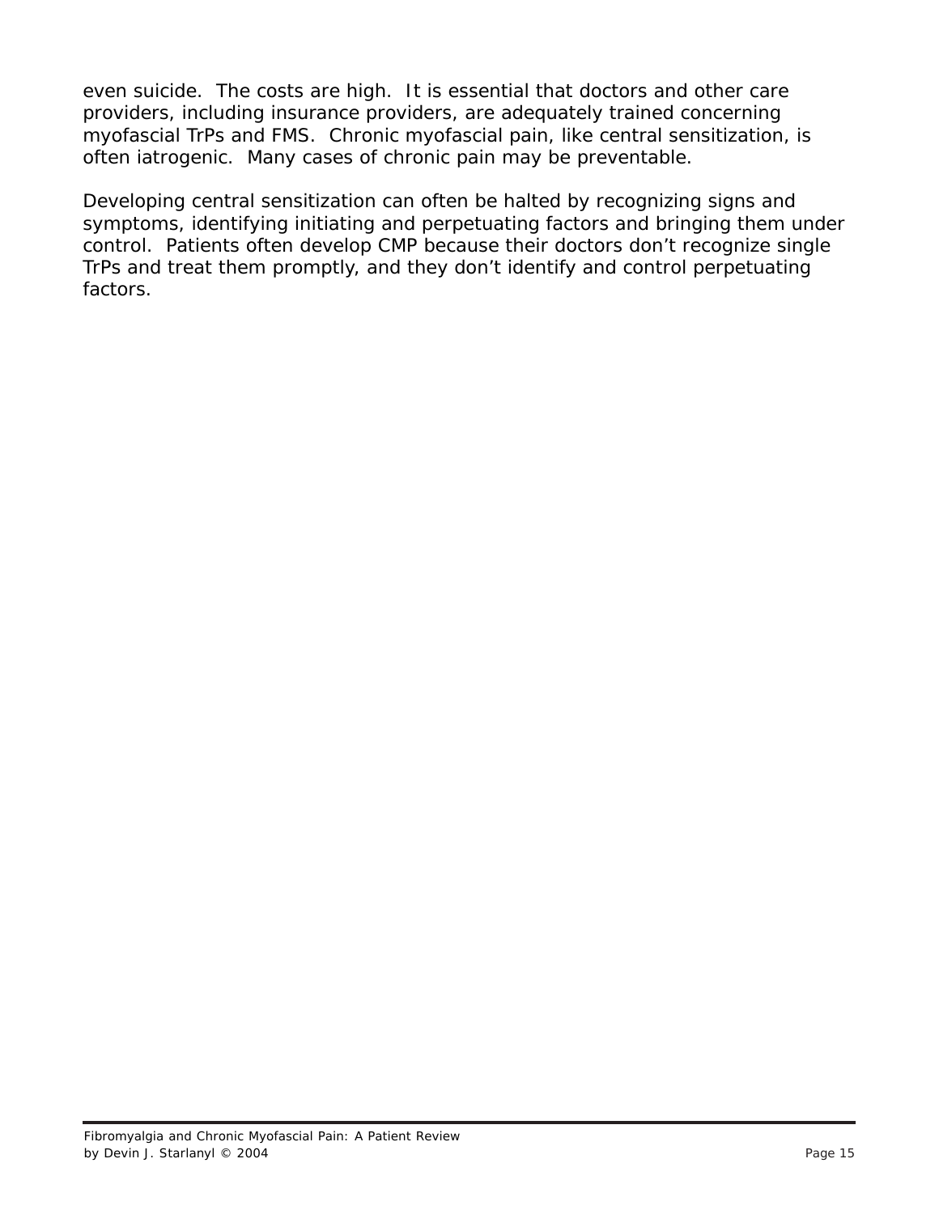even suicide. The costs are high. It is essential that doctors and other care providers, including insurance providers, are adequately trained concerning myofascial TrPs and FMS. Chronic myofascial pain, like central sensitization, is often iatrogenic. Many cases of chronic pain may be preventable.

Developing central sensitization can often be halted by recognizing signs and symptoms, identifying initiating and perpetuating factors and bringing them under control. Patients often develop CMP because their doctors don't recognize single TrPs and treat them promptly, and they don't identify and control perpetuating factors.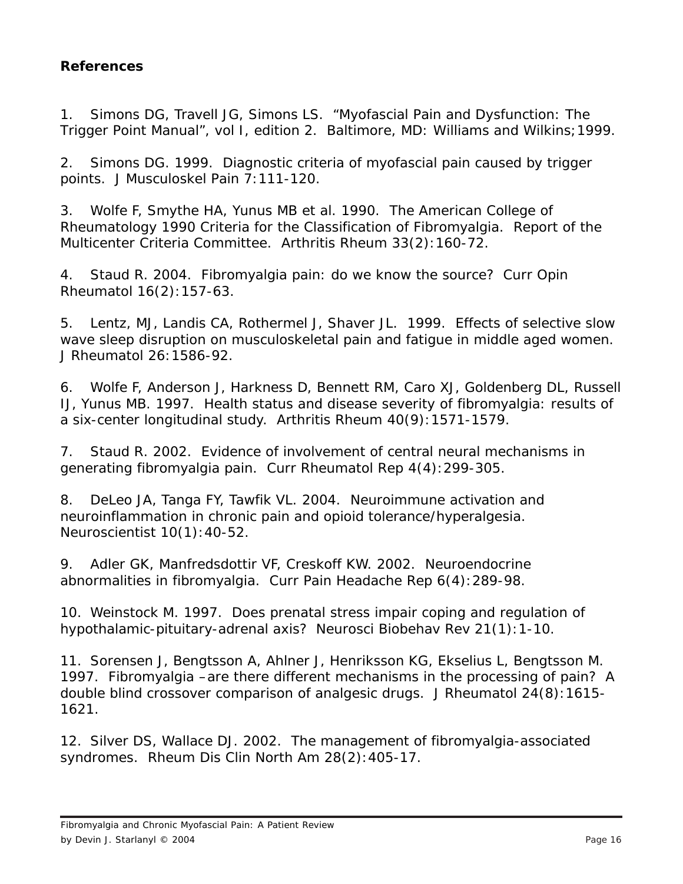**References**

1. Simons DG, Travell JG, Simons LS. "Myofascial Pain and Dysfunction: The Trigger Point Manual", vol I, edition 2. Baltimore, MD: Williams and Wilkins;1999.

2. Simons DG. 1999. Diagnostic criteria of myofascial pain caused by trigger points. J Musculoskel Pain 7:111-120.

3. Wolfe F, Smythe HA, Yunus MB et al. 1990. The American College of Rheumatology 1990 Criteria for the Classification of Fibromyalgia. Report of the Multicenter Criteria Committee. Arthritis Rheum 33(2):160-72.

4. Staud R. 2004. Fibromyalgia pain: do we know the source? Curr Opin Rheumatol 16(2):157-63.

5. Lentz, MJ, Landis CA, Rothermel J, Shaver JL. 1999. Effects of selective slow wave sleep disruption on musculoskeletal pain and fatigue in middle aged women. J Rheumatol 26:1586-92.

6. Wolfe F, Anderson J, Harkness D, Bennett RM, Caro XJ, Goldenberg DL, Russell IJ, Yunus MB. 1997. Health status and disease severity of fibromyalgia: results of a six-center longitudinal study. Arthritis Rheum 40(9):1571-1579.

7. Staud R. 2002. Evidence of involvement of central neural mechanisms in generating fibromyalgia pain. Curr Rheumatol Rep 4(4):299-305.

8. DeLeo JA, Tanga FY, Tawfik VL. 2004. Neuroimmune activation and neuroinflammation in chronic pain and opioid tolerance/hyperalgesia. Neuroscientist 10(1):40-52.

9. Adler GK, Manfredsdottir VF, Creskoff KW. 2002. Neuroendocrine abnormalities in fibromyalgia. Curr Pain Headache Rep 6(4):289-98.

10. Weinstock M. 1997. Does prenatal stress impair coping and regulation of hypothalamic-pituitary-adrenal axis? Neurosci Biobehav Rev 21(1):1-10.

11. Sorensen J, Bengtsson A, Ahlner J, Henriksson KG, Ekselius L, Bengtsson M. 1997. Fibromyalgia – are there different mechanisms in the processing of pain? A double blind crossover comparison of analgesic drugs. J Rheumatol 24(8):1615-1621.

12. Silver DS, Wallace DJ. 2002. The management of fibromyalgia-associated syndromes. Rheum Dis Clin North Am 28(2):405-17.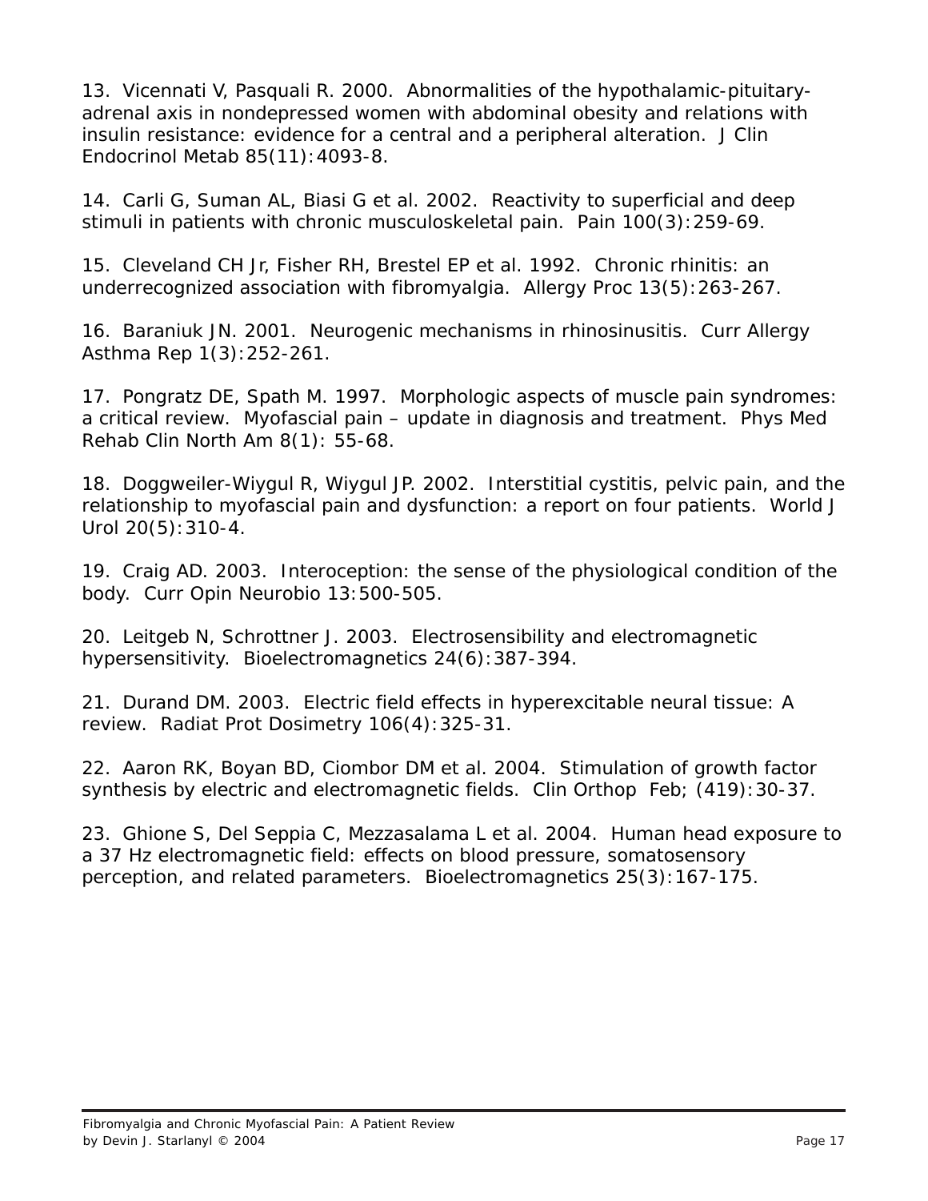13. Vicennati V, Pasquali R. 2000. Abnormalities of the hypothalamic-pituitary-adrenal axis in nondepressed women with abdominal obesity and relations with insulin resistance: evidence for a central and a peripheral alteration. J Clin Endocrinol Metab 85(11):4093-8.

14. Carli G, Suman AL, Biasi G et al. 2002. Reactivity to superficial and deep stimuli in patients with chronic musculoskeletal pain. Pain 100(3):259-69.

15. Cleveland CH Jr, Fisher RH, Brestel EP et al. 1992. Chronic rhinitis: an underrecognized association with fibromyalgia. Allergy Proc 13(5):263-267.

16. Baraniuk JN. 2001. Neurogenic mechanisms in rhinosinusitis. Curr Allergy Asthma Rep 1(3):252-261.

17. Pongratz DE, Spath M. 1997. Morphologic aspects of muscle pain syndromes: a critical review. Myofascial pain – update in diagnosis and treatment. Phys Med Rehab Clin North Am 8(1): 55-68.

18. Doggweiler-Wiygul R, Wiygul JP. 2002. Interstitial cystitis, pelvic pain, and the relationship to myofascial pain and dysfunction: a report on four patients. World J Urol 20(5):310-4.

19. Craig AD. 2003. Interoception: the sense of the physiological condition of the body. Curr Opin Neurobio 13:500-505.

20. Leitgeb N, Schrottner J. 2003. Electrosensibility and electromagnetic hypersensitivity. Bioelectromagnetics 24(6):387-394.

21. Durand DM. 2003. Electric field effects in hyperexcitable neural tissue: A review. Radiat Prot Dosimetry 106(4):325-31.

22. Aaron RK, Boyan BD, Ciombor DM et al. 2004. Stimulation of growth factor synthesis by electric and electromagnetic fields. Clin Orthop Feb; (419):30-37.

23. Ghione S, Del Seppia C, Mezzasalama L et al. 2004. Human head exposure to a 37 Hz electromagnetic field: effects on blood pressure, somatosensory perception, and related parameters. Bioelectromagnetics 25(3):167-175.